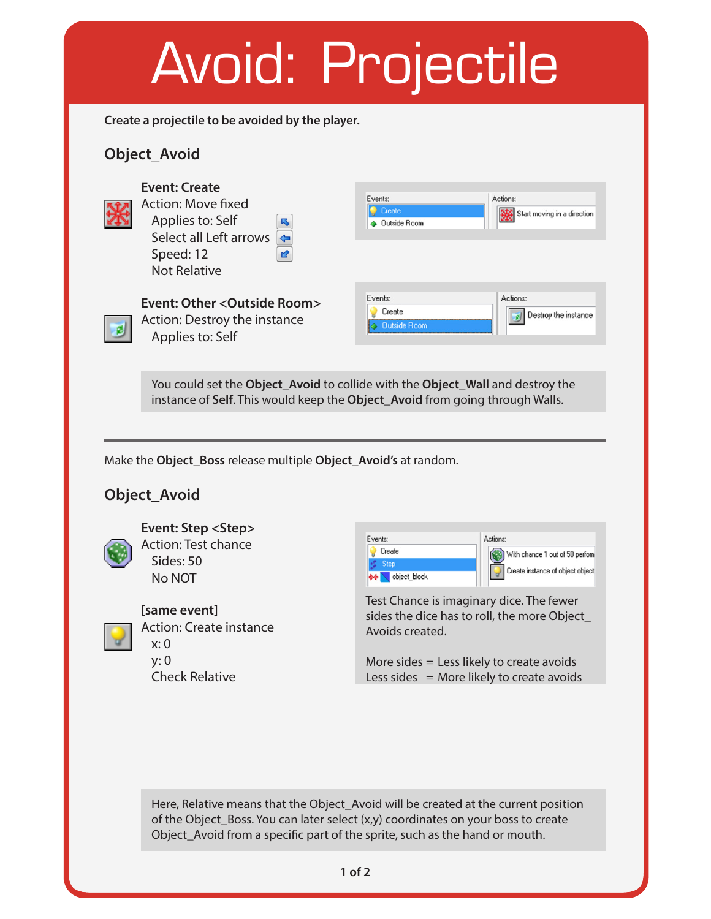# Avoid: Projectile

**Create a projectile to be avoided by the player.**

## Object_Avoid

**Event: Create**
Action: Move fixed
- Applies to: Self
- Select all Left arrows
- Speed: 12
- Not Relative

Events: Create, Outside Room — Actions: Start moving in a direction

**Event: Other <Outside Room>**
Action: Destroy the instance
- Applies to: Self

Events: Create, Outside Room — Actions: Destroy the instance

> You could set the **Object_Avoid** to collide with the **Object_Wall** and destroy the instance of **Self**. This would keep the **Object_Avoid** from going through Walls.

---

Make the **Object_Boss** release multiple **Object_Avoid's** at random.

## Object_Avoid

**Event: Step <Step>**
Action: Test chance
- Sides: 50
- No NOT

**[same event]**
Action: Create instance
- x: 0
- y: 0
- Check Relative

Events: Create, Step, object_block — Actions: With chance 1 out of 50 perform, Create instance of object object

Test Chance is imaginary dice. The fewer sides the dice has to roll, the more Object_Avoids created.

More sides = Less likely to create avoids
Less sides = More likely to create avoids

> Here, Relative means that the Object_Avoid will be created at the current position of the Object_Boss. You can later select (x,y) coordinates on your boss to create Object_Avoid from a specific part of the sprite, such as the hand or mouth.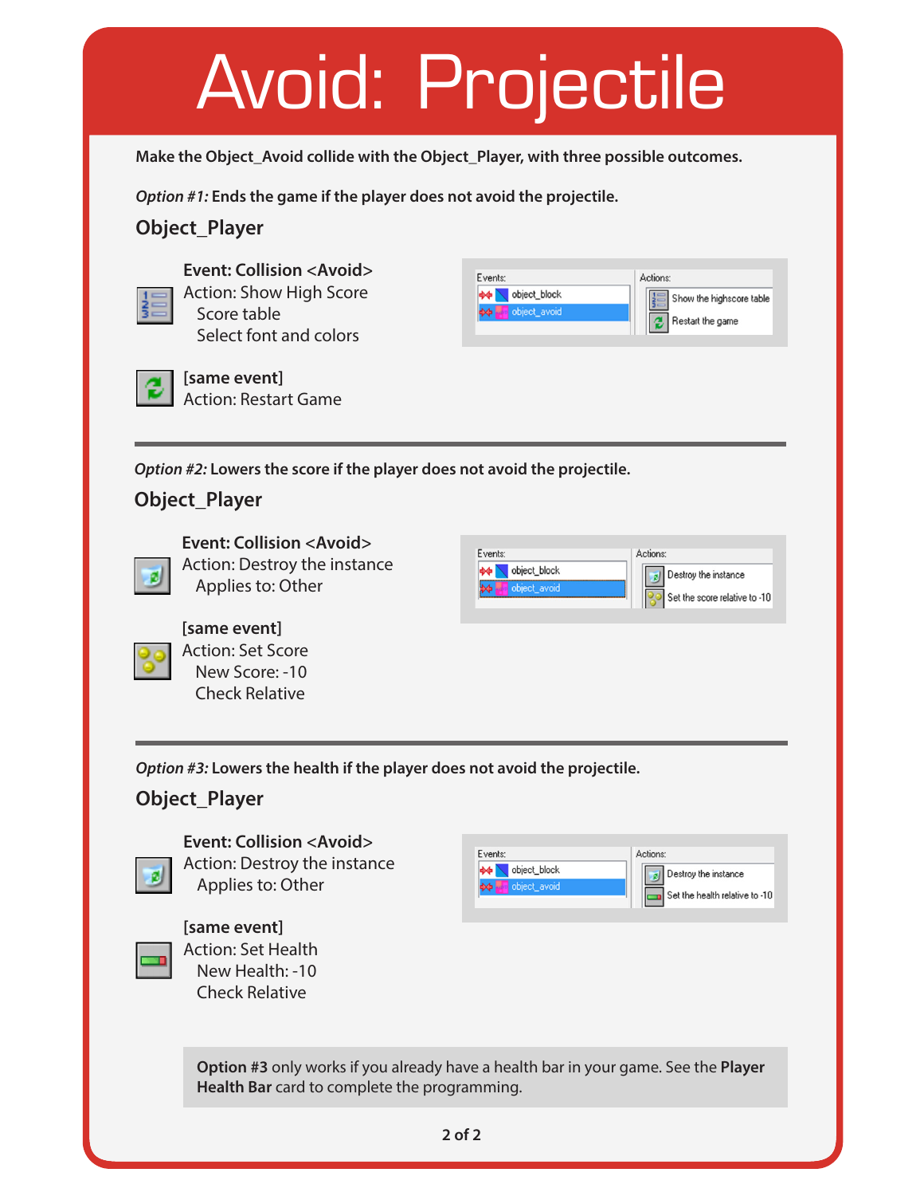# Avoid: Projectile

**Make the Object_Avoid collide with the Object_Player, with three possible outcomes.**

***Option #1:*** **Ends the game if the player does not avoid the projectile.**

## Object_Player

**Event: Collision <Avoid>**
Action: Show High Score
Score table
Select font and colors

**[same event]**
Action: Restart Game

Events:
object_block
object_avoid

Actions:
Show the highscore table
Restart the game

---

***Option #2:*** **Lowers the score if the player does not avoid the projectile.**

## Object_Player

**Event: Collision <Avoid>**
Action: Destroy the instance
Applies to: Other

**[same event]**
Action: Set Score
New Score: -10
Check Relative

Events:
object_block
object_avoid

Actions:
Destroy the instance
Set the score relative to -10

---

***Option #3:*** **Lowers the health if the player does not avoid the projectile.**

## Object_Player

**Event: Collision <Avoid>**
Action: Destroy the instance
Applies to: Other

**[same event]**
Action: Set Health
New Health: -10
Check Relative

Events:
object_block
object_avoid

Actions:
Destroy the instance
Set the health relative to -10

**Option #3** only works if you already have a health bar in your game. See the **Player Health Bar** card to complete the programming.